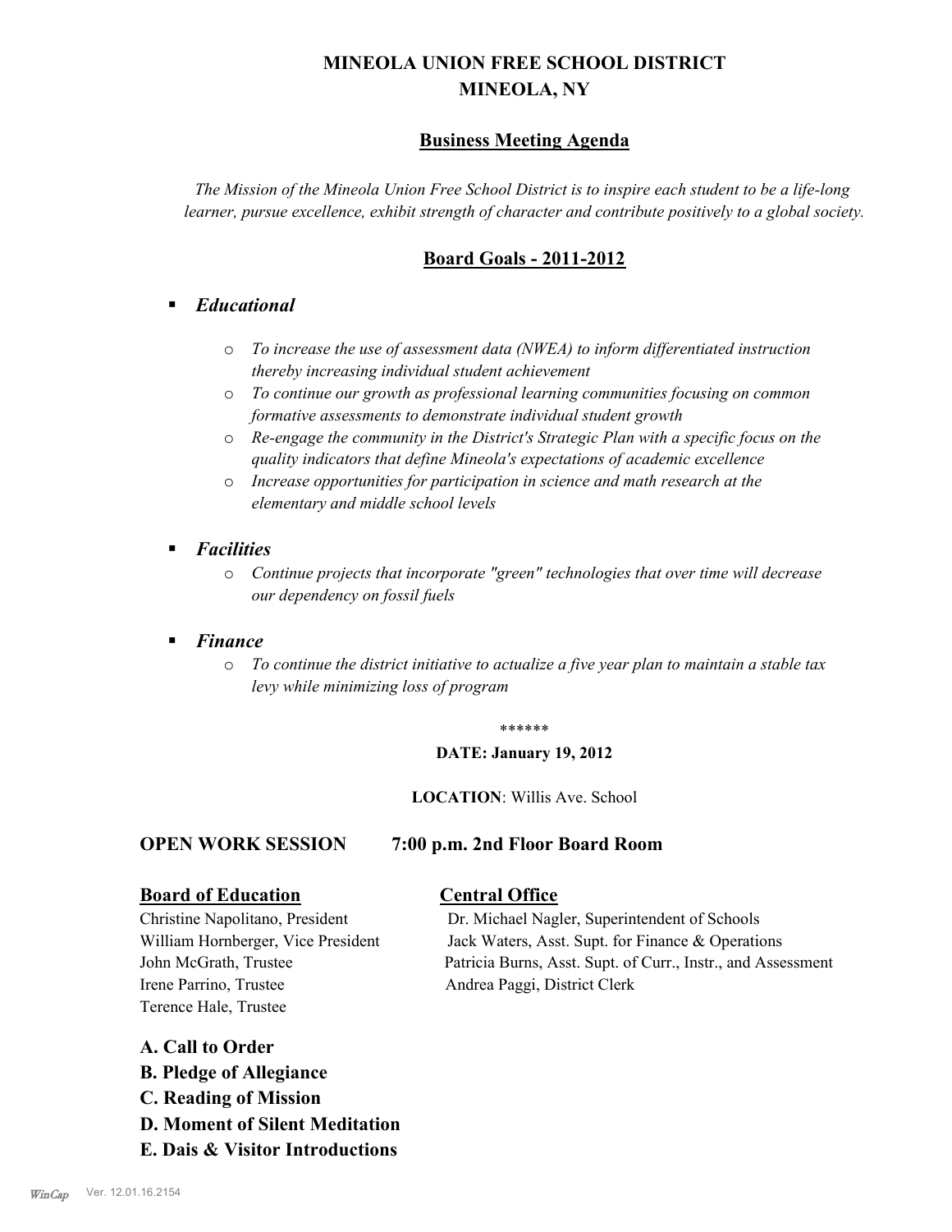# MINEOLA UNION FREE SCHOOL DISTRICT
# MINEOLA, NY

## Business Meeting Agenda

*The Mission of the Mineola Union Free School District is to inspire each student to be a life-long learner, pursue excellence, exhibit strength of character and contribute positively to a global society.*

## Board Goals - 2011-2012

- ***Educational***
  - *To increase the use of assessment data (NWEA) to inform differentiated instruction thereby increasing individual student achievement*
  - *To continue our growth as professional learning communities focusing on common formative assessments to demonstrate individual student growth*
  - *Re-engage the community in the District's Strategic Plan with a specific focus on the quality indicators that define Mineola's expectations of academic excellence*
  - *Increase opportunities for participation in science and math research at the elementary and middle school levels*
- ***Facilities***
  - *Continue projects that incorporate "green" technologies that over time will decrease our dependency on fossil fuels*
- ***Finance***
  - *To continue the district initiative to actualize a five year plan to maintain a stable tax levy while minimizing loss of program*

******

**DATE: January 19, 2012**

**LOCATION**: Willis Ave. School

**OPEN WORK SESSION 7:00 p.m. 2nd Floor Board Room**

**Board of Education**

Christine Napolitano, President
William Hornberger, Vice President
John McGrath, Trustee
Irene Parrino, Trustee
Terence Hale, Trustee

**Central Office**

Dr. Michael Nagler, Superintendent of Schools
Jack Waters, Asst. Supt. for Finance & Operations
Patricia Burns, Asst. Supt. of Curr., Instr., and Assessment
Andrea Paggi, District Clerk

**A. Call to Order**
**B. Pledge of Allegiance**
**C. Reading of Mission**
**D. Moment of Silent Meditation**
**E. Dais & Visitor Introductions**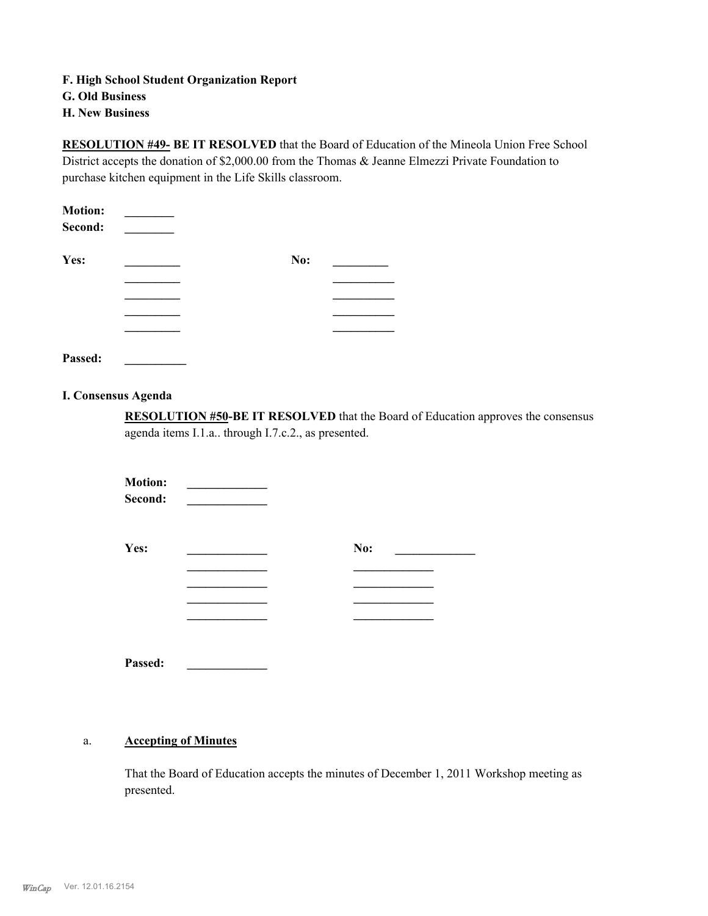**F. High School Student Organization Report**
**G. Old Business**
**H. New Business**

**RESOLUTION #49- BE IT RESOLVED** that the Board of Education of the Mineola Union Free School District accepts the donation of $2,000.00 from the Thomas & Jeanne Elmezzi Private Foundation to purchase kitchen equipment in the Life Skills classroom.

**Motion:** ________
**Second:** ________

**Yes:** _________ **No:** _________
_________ __________
_________ __________
_________ __________
_________ __________

**Passed:** __________

**I. Consensus Agenda**

**RESOLUTION #50-BE IT RESOLVED** that the Board of Education approves the consensus agenda items I.1.a.. through I.7.c.2., as presented.

**Motion:** _____________
**Second:** _____________

**Yes:** _____________ **No:** _____________
_____________ _____________
_____________ _____________
_____________ _____________
_____________ _____________

**Passed:** _____________

a. **Accepting of Minutes**

That the Board of Education accepts the minutes of December 1, 2011 Workshop meeting as presented.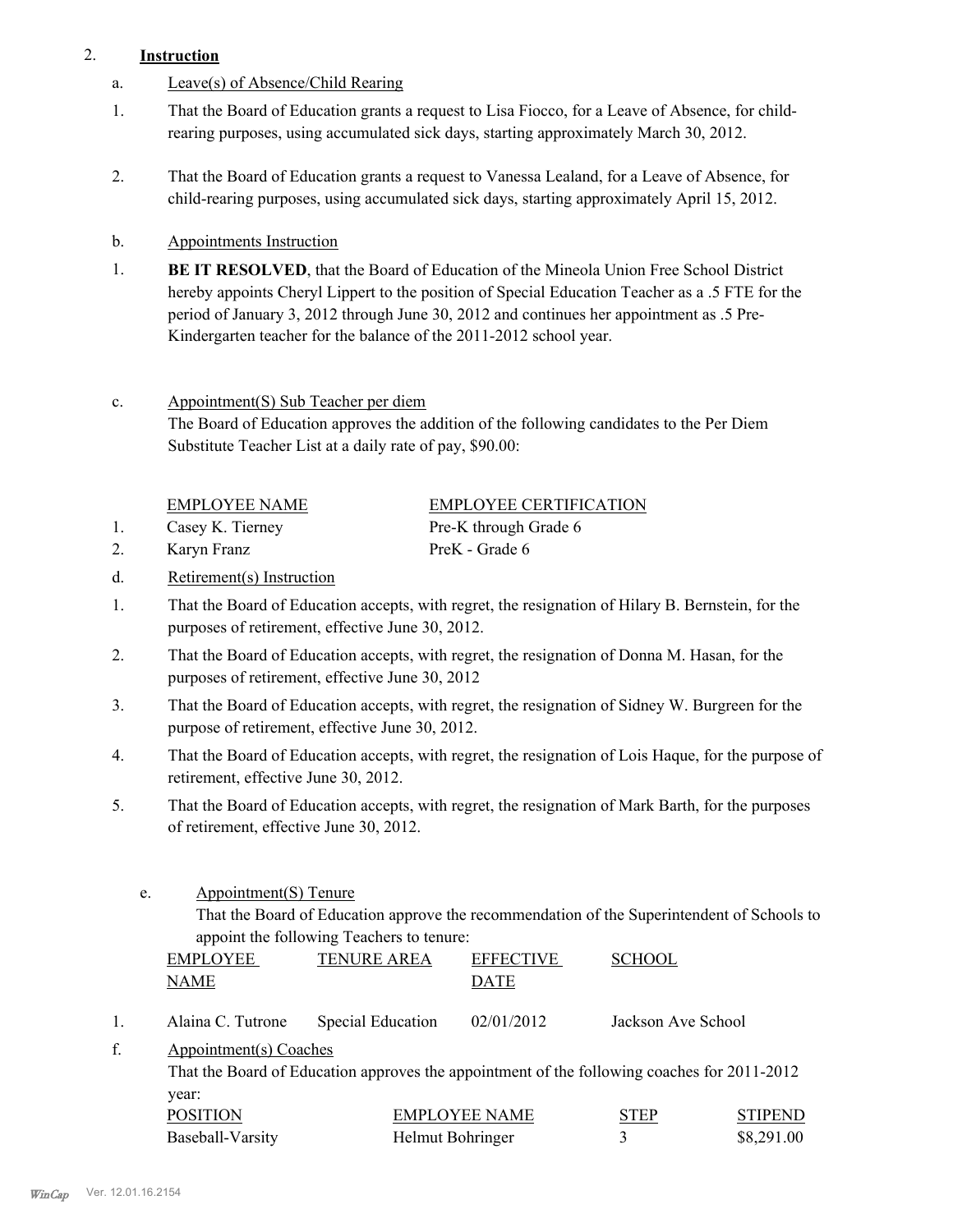2. **Instruction**

a. Leave(s) of Absence/Child Rearing

1. That the Board of Education grants a request to Lisa Fiocco, for a Leave of Absence, for child-rearing purposes, using accumulated sick days, starting approximately March 30, 2012.

2. That the Board of Education grants a request to Vanessa Lealand, for a Leave of Absence, for child-rearing purposes, using accumulated sick days, starting approximately April 15, 2012.

b. Appointments Instruction

1. **BE IT RESOLVED**, that the Board of Education of the Mineola Union Free School District hereby appoints Cheryl Lippert to the position of Special Education Teacher as a .5 FTE for the period of January 3, 2012 through June 30, 2012 and continues her appointment as .5 Pre-Kindergarten teacher for the balance of the 2011-2012 school year.

c. Appointment(S) Sub Teacher per diem

The Board of Education approves the addition of the following candidates to the Per Diem Substitute Teacher List at a daily rate of pay, $90.00:

| | EMPLOYEE NAME | EMPLOYEE CERTIFICATION |
|---|---|---|
| 1. | Casey K. Tierney | Pre-K through Grade 6 |
| 2. | Karyn Franz | PreK - Grade 6 |

d. Retirement(s) Instruction

1. That the Board of Education accepts, with regret, the resignation of Hilary B. Bernstein, for the purposes of retirement, effective June 30, 2012.
2. That the Board of Education accepts, with regret, the resignation of Donna M. Hasan, for the purposes of retirement, effective June 30, 2012
3. That the Board of Education accepts, with regret, the resignation of Sidney W. Burgreen for the purpose of retirement, effective June 30, 2012.
4. That the Board of Education accepts, with regret, the resignation of Lois Haque, for the purpose of retirement, effective June 30, 2012.
5. That the Board of Education accepts, with regret, the resignation of Mark Barth, for the purposes of retirement, effective June 30, 2012.

e. Appointment(S) Tenure

That the Board of Education approve the recommendation of the Superintendent of Schools to appoint the following Teachers to tenure:

| | EMPLOYEE NAME | TENURE AREA | EFFECTIVE DATE | SCHOOL |
|---|---|---|---|---|
| 1. | Alaina C. Tutrone | Special Education | 02/01/2012 | Jackson Ave School |

f. Appointment(s) Coaches

That the Board of Education approves the appointment of the following coaches for 2011-2012 year:

| POSITION | EMPLOYEE NAME | STEP | STIPEND |
|---|---|---|---|
| Baseball-Varsity | Helmut Bohringer | 3 | $8,291.00 |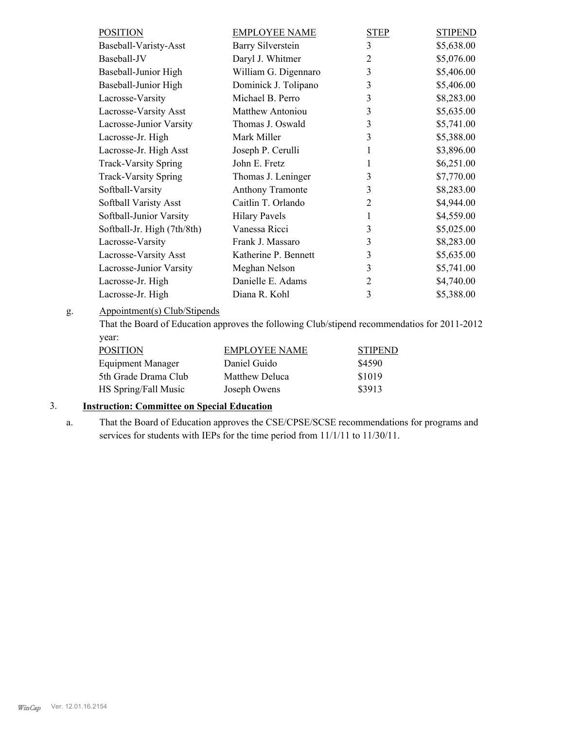| POSITION | EMPLOYEE NAME | STEP | STIPEND |
|---|---|---|---|
| Baseball-Varisty-Asst | Barry Silverstein | 3 | $5,638.00 |
| Baseball-JV | Daryl J. Whitmer | 2 | $5,076.00 |
| Baseball-Junior High | William G. Digennaro | 3 | $5,406.00 |
| Baseball-Junior High | Dominick J. Tolipano | 3 | $5,406.00 |
| Lacrosse-Varsity | Michael B. Perro | 3 | $8,283.00 |
| Lacrosse-Varsity Asst | Matthew Antoniou | 3 | $5,635.00 |
| Lacrosse-Junior Varsity | Thomas J. Oswald | 3 | $5,741.00 |
| Lacrosse-Jr. High | Mark Miller | 3 | $5,388.00 |
| Lacrosse-Jr. High Asst | Joseph P. Cerulli | 1 | $3,896.00 |
| Track-Varsity Spring | John E. Fretz | 1 | $6,251.00 |
| Track-Varsity Spring | Thomas J. Leninger | 3 | $7,770.00 |
| Softball-Varsity | Anthony Tramonte | 3 | $8,283.00 |
| Softball Varisty Asst | Caitlin T. Orlando | 2 | $4,944.00 |
| Softball-Junior Varsity | Hilary Pavels | 1 | $4,559.00 |
| Softball-Jr. High (7th/8th) | Vanessa Ricci | 3 | $5,025.00 |
| Lacrosse-Varsity | Frank J. Massaro | 3 | $8,283.00 |
| Lacrosse-Varsity Asst | Katherine P. Bennett | 3 | $5,635.00 |
| Lacrosse-Junior Varsity | Meghan Nelson | 3 | $5,741.00 |
| Lacrosse-Jr. High | Danielle E. Adams | 2 | $4,740.00 |
| Lacrosse-Jr. High | Diana R. Kohl | 3 | $5,388.00 |

g. Appointment(s) Club/Stipends

That the Board of Education approves the following Club/stipend recommendatios for 2011-2012 year:

| POSITION | EMPLOYEE NAME | STIPEND |
|---|---|---|
| Equipment Manager | Daniel Guido | $4590 |
| 5th Grade Drama Club | Matthew Deluca | $1019 |
| HS Spring/Fall Music | Joseph Owens | $3913 |

3. **Instruction: Committee on Special Education**

a. That the Board of Education approves the CSE/CPSE/SCSE recommendations for programs and services for students with IEPs for the time period from 11/1/11 to 11/30/11.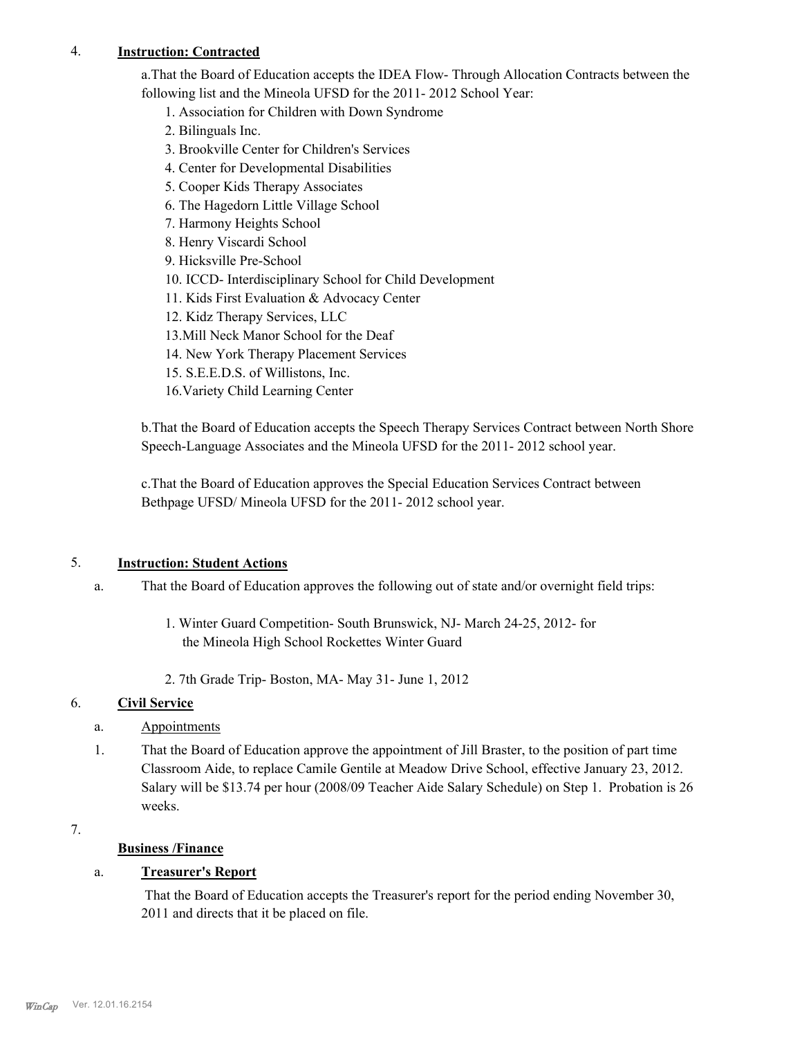4. **Instruction: Contracted**

a.That the Board of Education accepts the IDEA Flow- Through Allocation Contracts between the following list and the Mineola UFSD for the 2011- 2012 School Year:

1. Association for Children with Down Syndrome
2. Bilinguals Inc.
3. Brookville Center for Children's Services
4. Center for Developmental Disabilities
5. Cooper Kids Therapy Associates
6. The Hagedorn Little Village School
7. Harmony Heights School
8. Henry Viscardi School
9. Hicksville Pre-School
10. ICCD- Interdisciplinary School for Child Development
11. Kids First Evaluation & Advocacy Center
12. Kidz Therapy Services, LLC
13.Mill Neck Manor School for the Deaf
14. New York Therapy Placement Services
15. S.E.E.D.S. of Willistons, Inc.
16.Variety Child Learning Center

b.That the Board of Education accepts the Speech Therapy Services Contract between North Shore Speech-Language Associates and the Mineola UFSD for the 2011- 2012 school year.

c.That the Board of Education approves the Special Education Services Contract between Bethpage UFSD/ Mineola UFSD for the 2011- 2012 school year.

5. **Instruction: Student Actions**

a. That the Board of Education approves the following out of state and/or overnight field trips:

1. Winter Guard Competition- South Brunswick, NJ- March 24-25, 2012- for the Mineola High School Rockettes Winter Guard

2. 7th Grade Trip- Boston, MA- May 31- June 1, 2012

6. **Civil Service**

a. Appointments

1. That the Board of Education approve the appointment of Jill Braster, to the position of part time Classroom Aide, to replace Camile Gentile at Meadow Drive School, effective January 23, 2012. Salary will be $13.74 per hour (2008/09 Teacher Aide Salary Schedule) on Step 1. Probation is 26 weeks.

7. **Business /Finance**

a. **Treasurer's Report**

That the Board of Education accepts the Treasurer's report for the period ending November 30, 2011 and directs that it be placed on file.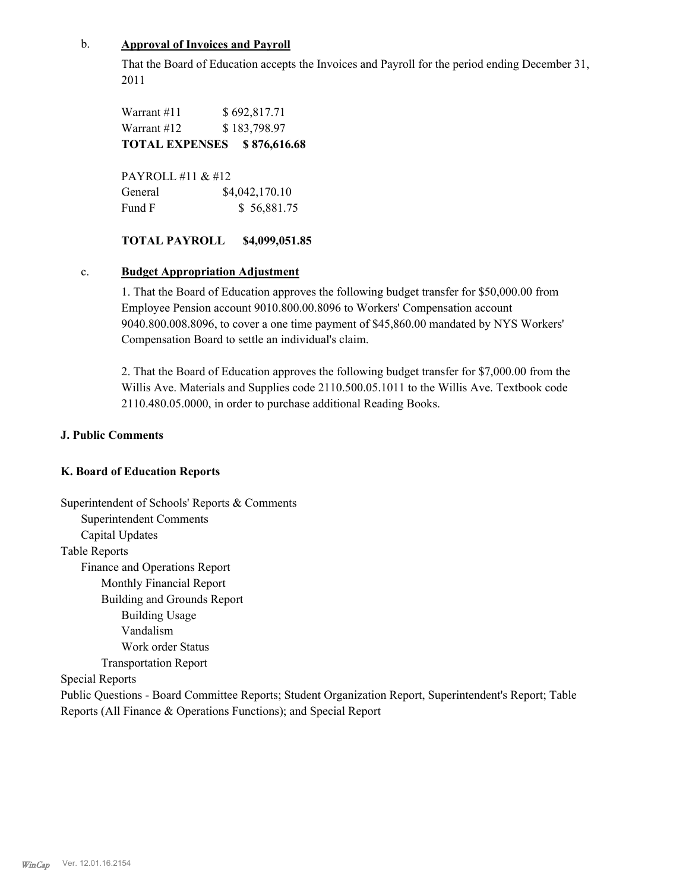b. **Approval of Invoices and Payroll**

That the Board of Education accepts the Invoices and Payroll for the period ending December 31, 2011

| | |
|---|---|
| Warrant #11 | $ 692,817.71 |
| Warrant #12 | $ 183,798.97 |
| **TOTAL EXPENSES** | **$ 876,616.68** |

| | |
|---|---|
| PAYROLL #11 & #12 | |
| General | $4,042,170.10 |
| Fund F | $ 56,881.75 |
| **TOTAL PAYROLL** | **$4,099,051.85** |

c. **Budget Appropriation Adjustment**

1. That the Board of Education approves the following budget transfer for $50,000.00 from Employee Pension account 9010.800.00.8096 to Workers' Compensation account 9040.800.008.8096, to cover a one time payment of $45,860.00 mandated by NYS Workers' Compensation Board to settle an individual's claim.

2. That the Board of Education approves the following budget transfer for $7,000.00 from the Willis Ave. Materials and Supplies code 2110.500.05.1011 to the Willis Ave. Textbook code 2110.480.05.0000, in order to purchase additional Reading Books.

**J. Public Comments**

**K. Board of Education Reports**

Superintendent of Schools' Reports & Comments
- Superintendent Comments
- Capital Updates

Table Reports
- Finance and Operations Report
  - Monthly Financial Report
  - Building and Grounds Report
    - Building Usage
    - Vandalism
    - Work order Status
  - Transportation Report

Special Reports

Public Questions - Board Committee Reports; Student Organization Report, Superintendent's Report; Table Reports (All Finance & Operations Functions); and Special Report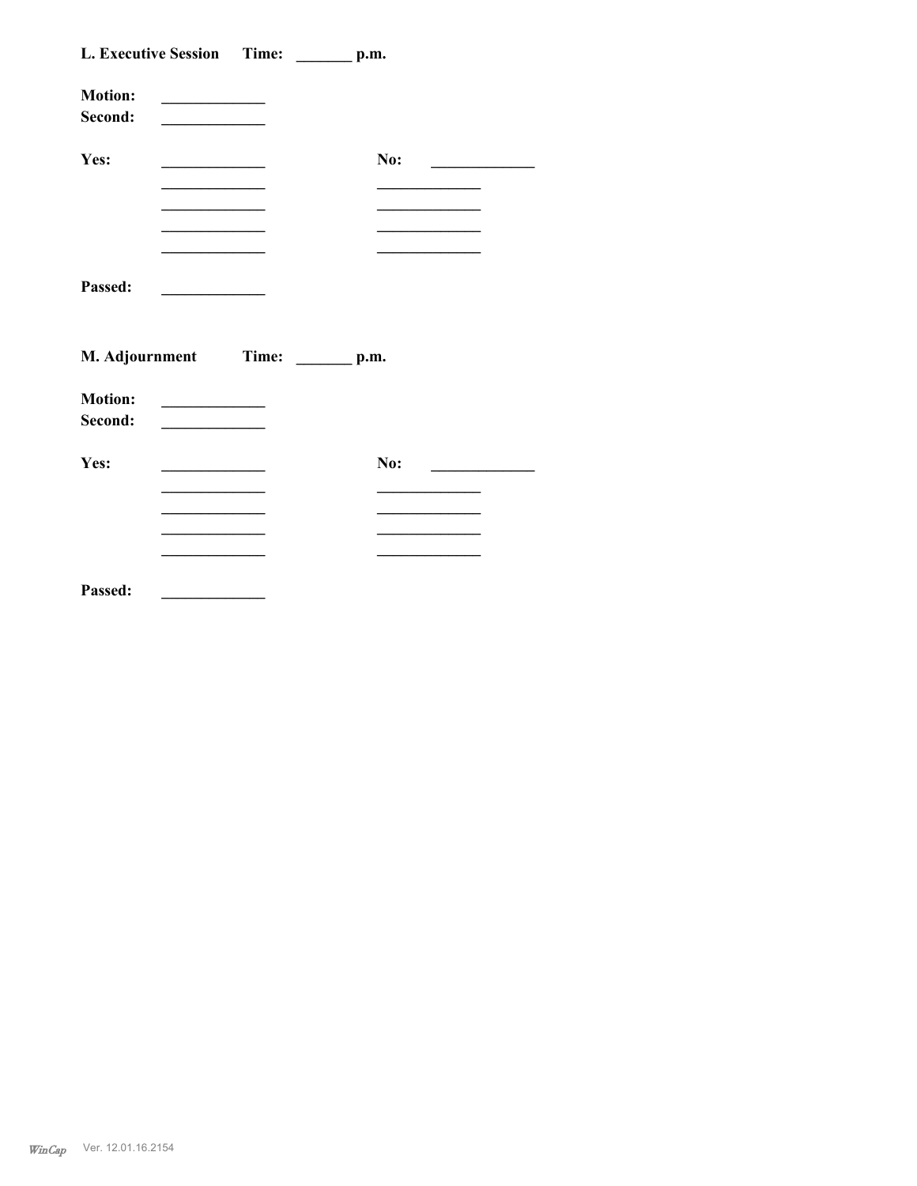**L. Executive Session** **Time: _______ p.m.**

**Motion:** _____________

**Second:** _____________

| | | | |
|---|---|---|---|
| **Yes:** | _____________ | **No:** | _____________ |
| | _____________ | | _____________ |
| | _____________ | | _____________ |
| | _____________ | | _____________ |
| | _____________ | | _____________ |

**Passed:** _____________

**M. Adjournment** **Time: _______ p.m.**

**Motion:** _____________

**Second:** _____________

| | | | |
|---|---|---|---|
| **Yes:** | _____________ | **No:** | _____________ |
| | _____________ | | _____________ |
| | _____________ | | _____________ |
| | _____________ | | _____________ |
| | _____________ | | _____________ |

**Passed:** _____________

*WinCap* Ver. 12.01.16.2154